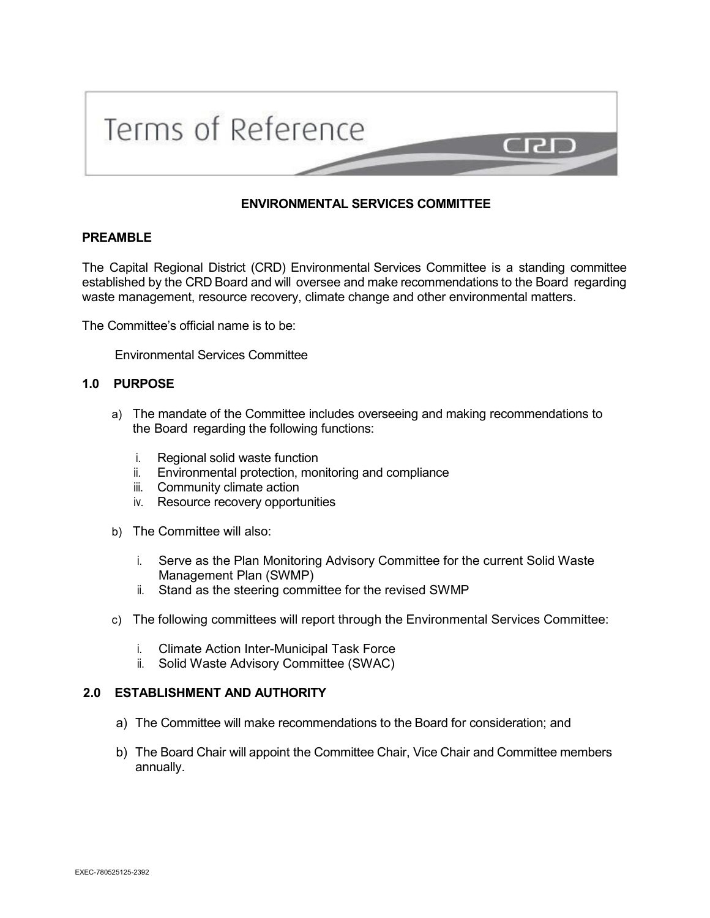# Terms of Reference

## ENVIRONMENTAL SERVICES COMMITTEE

### PREAMBLE

The Capital Regional District (CRD) Environmental Services Committee is a standing committee established by the CRD Board and will oversee and make recommendations to the Board regarding waste management, resource recovery, climate change and other environmental matters.

The Committee's official name is to be:

Environmental Services Committee

### 1.0 PURPOSE

a) The mandate of the Committee includes overseeing and making recommendations to the Board regarding the following functions:

   i. Regional solid waste function
   ii. Environmental protection, monitoring and compliance
   iii. Community climate action
   iv. Resource recovery opportunities

b) The Committee will also:

   i. Serve as the Plan Monitoring Advisory Committee for the current Solid Waste Management Plan (SWMP)
   ii. Stand as the steering committee for the revised SWMP

c) The following committees will report through the Environmental Services Committee:

   i. Climate Action Inter-Municipal Task Force
   ii. Solid Waste Advisory Committee (SWAC)

### 2.0 ESTABLISHMENT AND AUTHORITY

a) The Committee will make recommendations to the Board for consideration; and

b) The Board Chair will appoint the Committee Chair, Vice Chair and Committee members annually.

EXEC-780525125-2392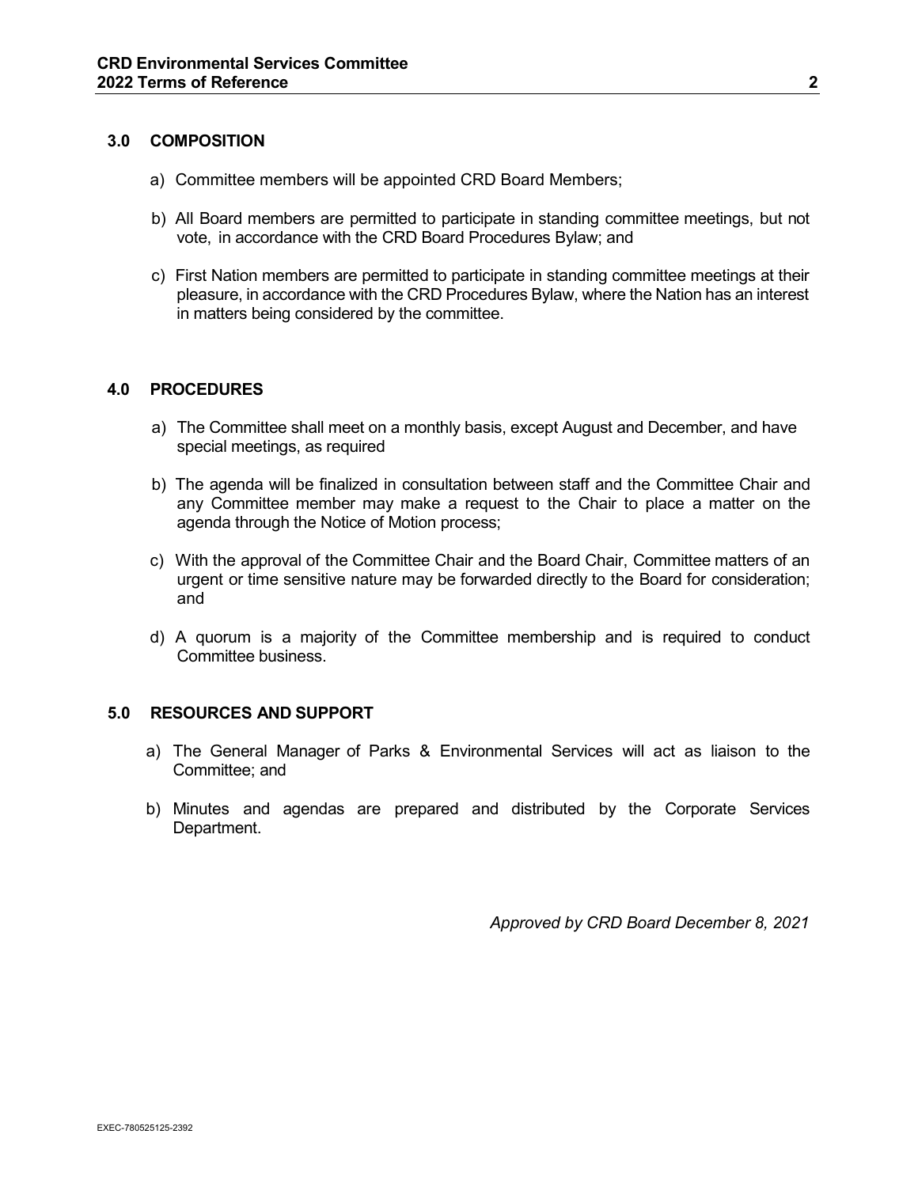## 3.0 COMPOSITION

a) Committee members will be appointed CRD Board Members;

b) All Board members are permitted to participate in standing committee meetings, but not vote, in accordance with the CRD Board Procedures Bylaw; and

c) First Nation members are permitted to participate in standing committee meetings at their pleasure, in accordance with the CRD Procedures Bylaw, where the Nation has an interest in matters being considered by the committee.

## 4.0 PROCEDURES

a) The Committee shall meet on a monthly basis, except August and December, and have special meetings, as required

b) The agenda will be finalized in consultation between staff and the Committee Chair and any Committee member may make a request to the Chair to place a matter on the agenda through the Notice of Motion process;

c) With the approval of the Committee Chair and the Board Chair, Committee matters of an urgent or time sensitive nature may be forwarded directly to the Board for consideration; and

d) A quorum is a majority of the Committee membership and is required to conduct Committee business.

## 5.0 RESOURCES AND SUPPORT

a) The General Manager of Parks & Environmental Services will act as liaison to the Committee; and

b) Minutes and agendas are prepared and distributed by the Corporate Services Department.

*Approved by CRD Board December 8, 2021*

EXEC-780525125-2392